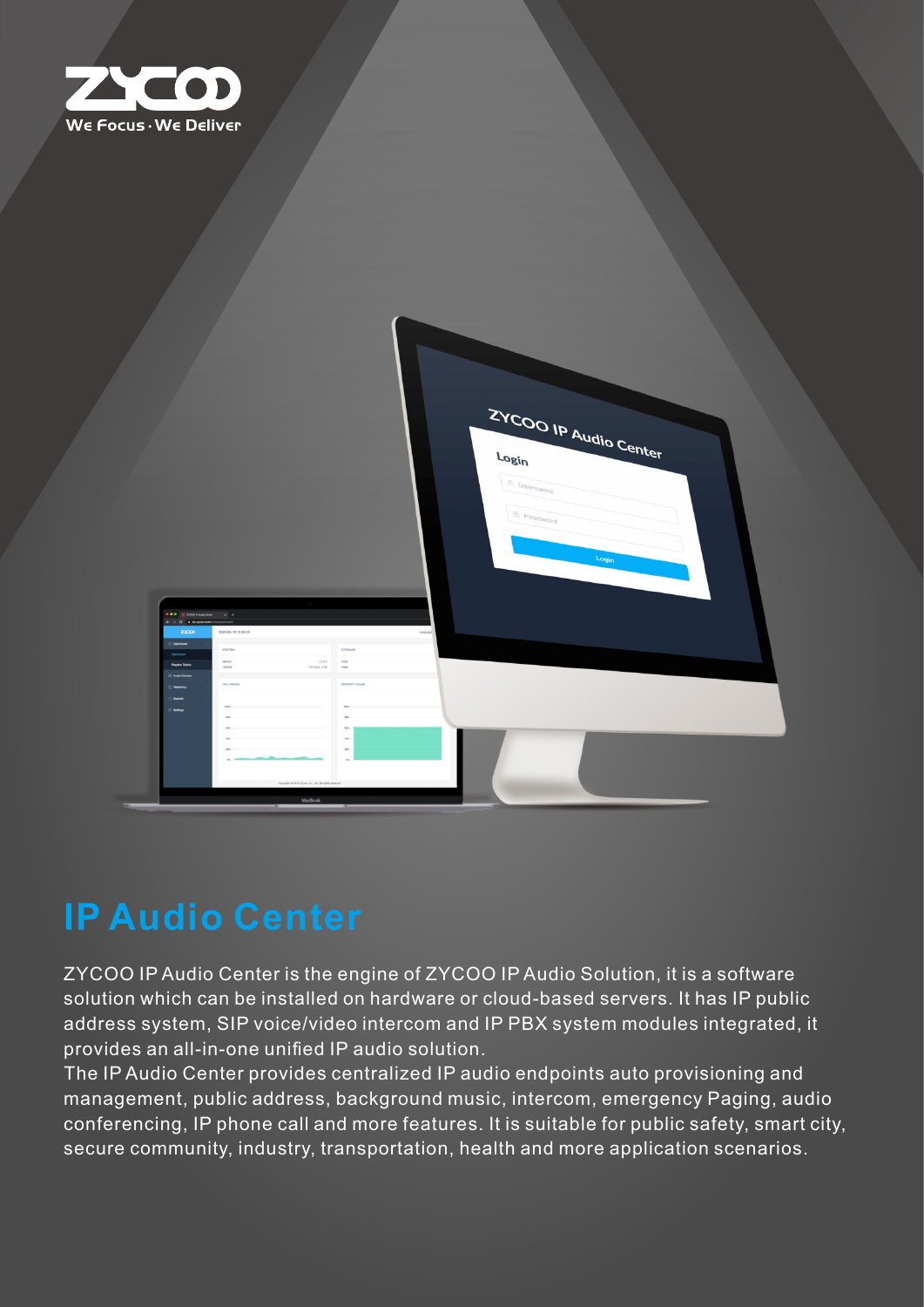ZYCOO

We Focus · We Deliver

# IP Audio Center

ZYCOO IP Audio Center is the engine of ZYCOO IP Audio Solution, it is a software solution which can be installed on hardware or cloud-based servers. It has IP public address system, SIP voice/video intercom and IP PBX system modules integrated, it provides an all-in-one unified IP audio solution.

The IP Audio Center provides centralized IP audio endpoints auto provisioning and management, public address, background music, intercom, emergency Paging, audio conferencing, IP phone call and more features. It is suitable for public safety, smart city, secure community, industry, transportation, health and more application scenarios.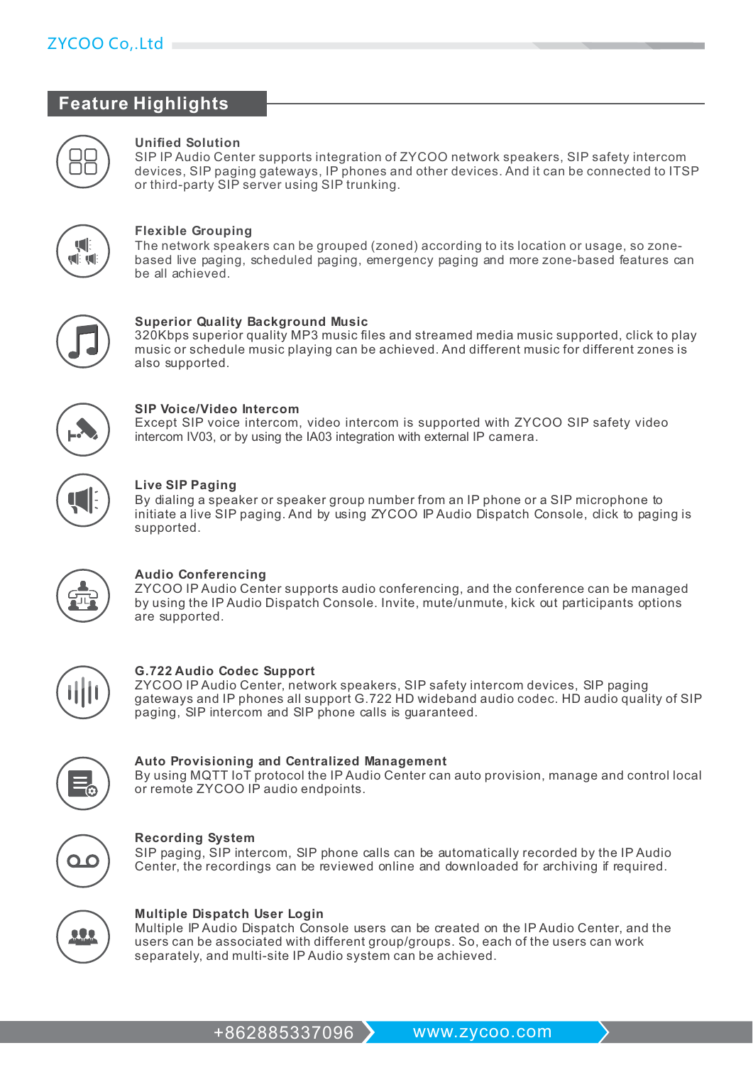## Feature Highlights

### Unified Solution

SIP IP Audio Center supports integration of ZYCOO network speakers, SIP safety intercom devices, SIP paging gateways, IP phones and other devices. And it can be connected to ITSP or third-party SIP server using SIP trunking.

### Flexible Grouping

The network speakers can be grouped (zoned) according to its location or usage, so zone-based live paging, scheduled paging, emergency paging and more zone-based features can be all achieved.

### Superior Quality Background Music

320Kbps superior quality MP3 music files and streamed media music supported, click to play music or schedule music playing can be achieved. And different music for different zones is also supported.

### SIP Voice/Video Intercom

Except SIP voice intercom, video intercom is supported with ZYCOO SIP safety video intercom IV03, or by using the IA03 integration with external IP camera.

### Live SIP Paging

By dialing a speaker or speaker group number from an IP phone or a SIP microphone to initiate a live SIP paging. And by using ZYCOO IP Audio Dispatch Console, click to paging is supported.

### Audio Conferencing

ZYCOO IP Audio Center supports audio conferencing, and the conference can be managed by using the IP Audio Dispatch Console. Invite, mute/unmute, kick out participants options are supported.

### G.722 Audio Codec Support

ZYCOO IP Audio Center, network speakers, SIP safety intercom devices, SIP paging gateways and IP phones all support G.722 HD wideband audio codec. HD audio quality of SIP paging, SIP intercom and SIP phone calls is guaranteed.

### Auto Provisioning and Centralized Management

By using MQTT IoT protocol the IP Audio Center can auto provision, manage and control local or remote ZYCOO IP audio endpoints.

### Recording System

SIP paging, SIP intercom, SIP phone calls can be automatically recorded by the IP Audio Center, the recordings can be reviewed online and downloaded for archiving if required.

### Multiple Dispatch User Login

Multiple IP Audio Dispatch Console users can be created on the IP Audio Center, and the users can be associated with different group/groups. So, each of the users can work separately, and multi-site IP Audio system can be achieved.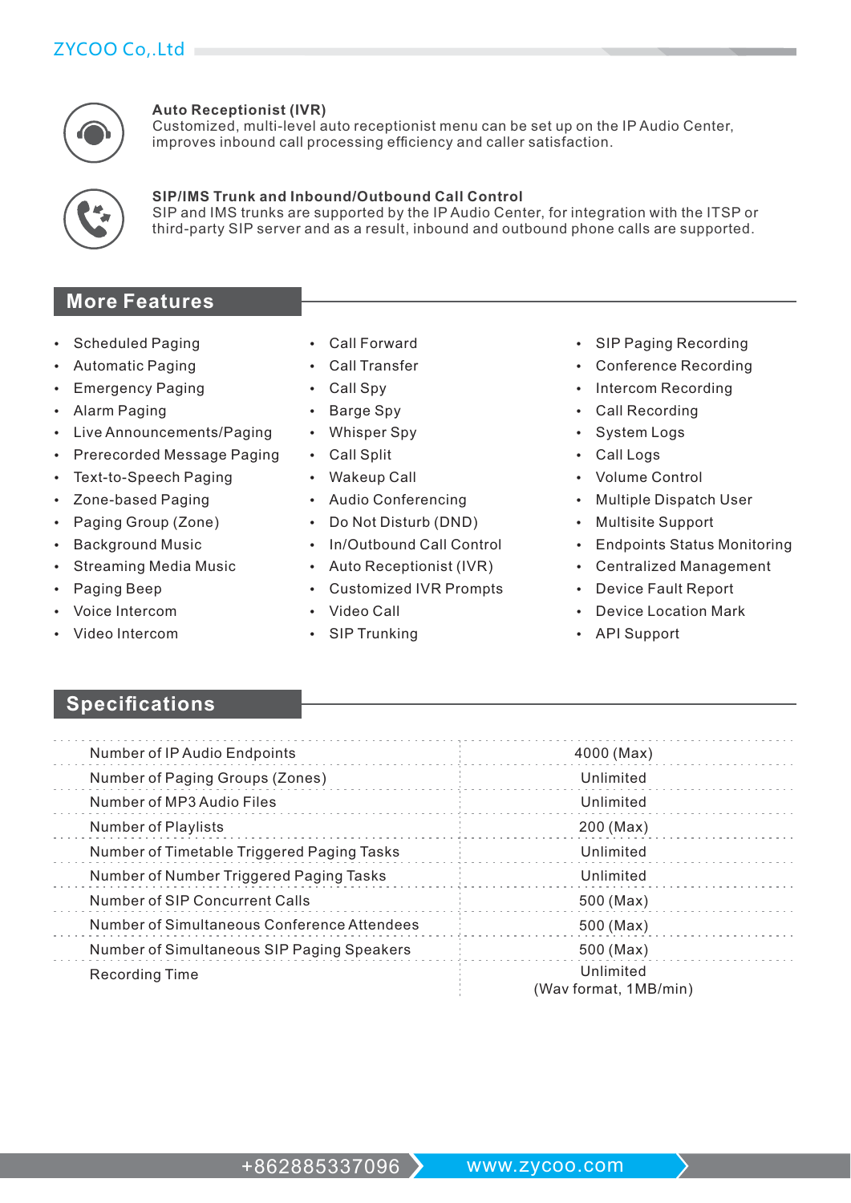**Auto Receptionist (IVR)**
Customized, multi-level auto receptionist menu can be set up on the IP Audio Center, improves inbound call processing efficiency and caller satisfaction.

**SIP/IMS Trunk and Inbound/Outbound Call Control**
SIP and IMS trunks are supported by the IP Audio Center, for integration with the ITSP or third-party SIP server and as a result, inbound and outbound phone calls are supported.

## More Features

- Scheduled Paging
- Automatic Paging
- Emergency Paging
- Alarm Paging
- Live Announcements/Paging
- Prerecorded Message Paging
- Text-to-Speech Paging
- Zone-based Paging
- Paging Group (Zone)
- Background Music
- Streaming Media Music
- Paging Beep
- Voice Intercom
- Video Intercom
- Call Forward
- Call Transfer
- Call Spy
- Barge Spy
- Whisper Spy
- Call Split
- Wakeup Call
- Audio Conferencing
- Do Not Disturb (DND)
- In/Outbound Call Control
- Auto Receptionist (IVR)
- Customized IVR Prompts
- Video Call
- SIP Trunking
- SIP Paging Recording
- Conference Recording
- Intercom Recording
- Call Recording
- System Logs
- Call Logs
- Volume Control
- Multiple Dispatch User
- Multisite Support
- Endpoints Status Monitoring
- Centralized Management
- Device Fault Report
- Device Location Mark
- API Support

## Specifications

| Specification | Value |
| --- | --- |
| Number of IP Audio Endpoints | 4000 (Max) |
| Number of Paging Groups (Zones) | Unlimited |
| Number of MP3 Audio Files | Unlimited |
| Number of Playlists | 200 (Max) |
| Number of Timetable Triggered Paging Tasks | Unlimited |
| Number of Number Triggered Paging Tasks | Unlimited |
| Number of SIP Concurrent Calls | 500 (Max) |
| Number of Simultaneous Conference Attendees | 500 (Max) |
| Number of Simultaneous SIP Paging Speakers | 500 (Max) |
| Recording Time | Unlimited (Wav format, 1MB/min) |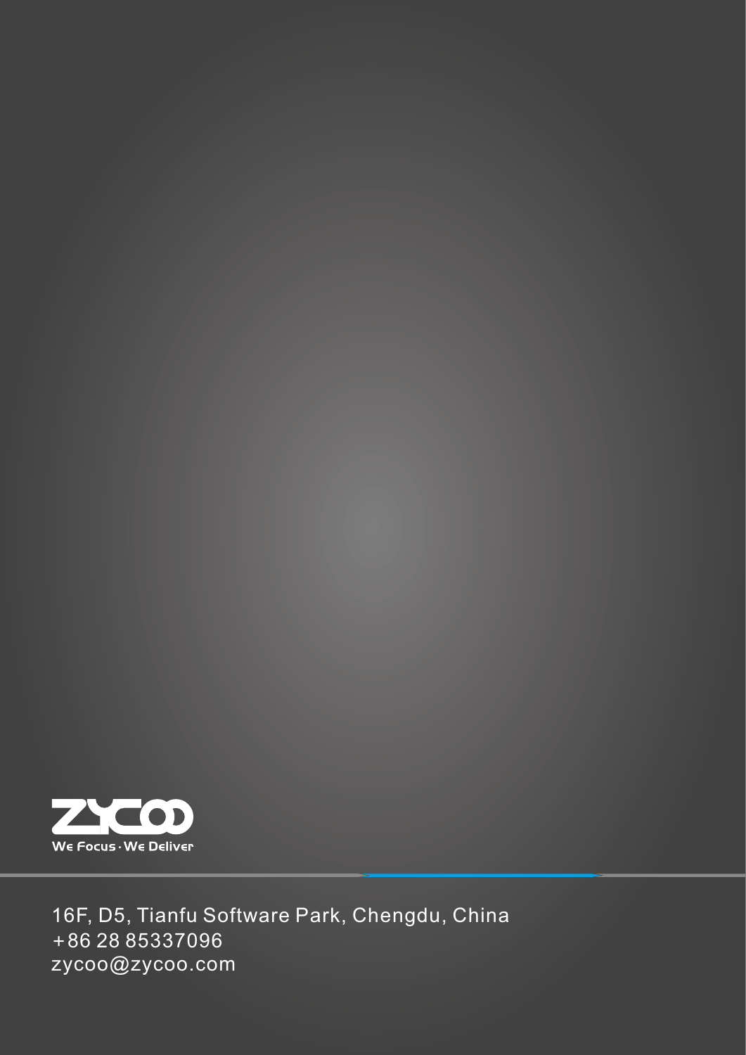ZYCOO

We Focus · We Deliver

16F, D5, Tianfu Software Park, Chengdu, China
+86 28 85337096
zycoo@zycoo.com